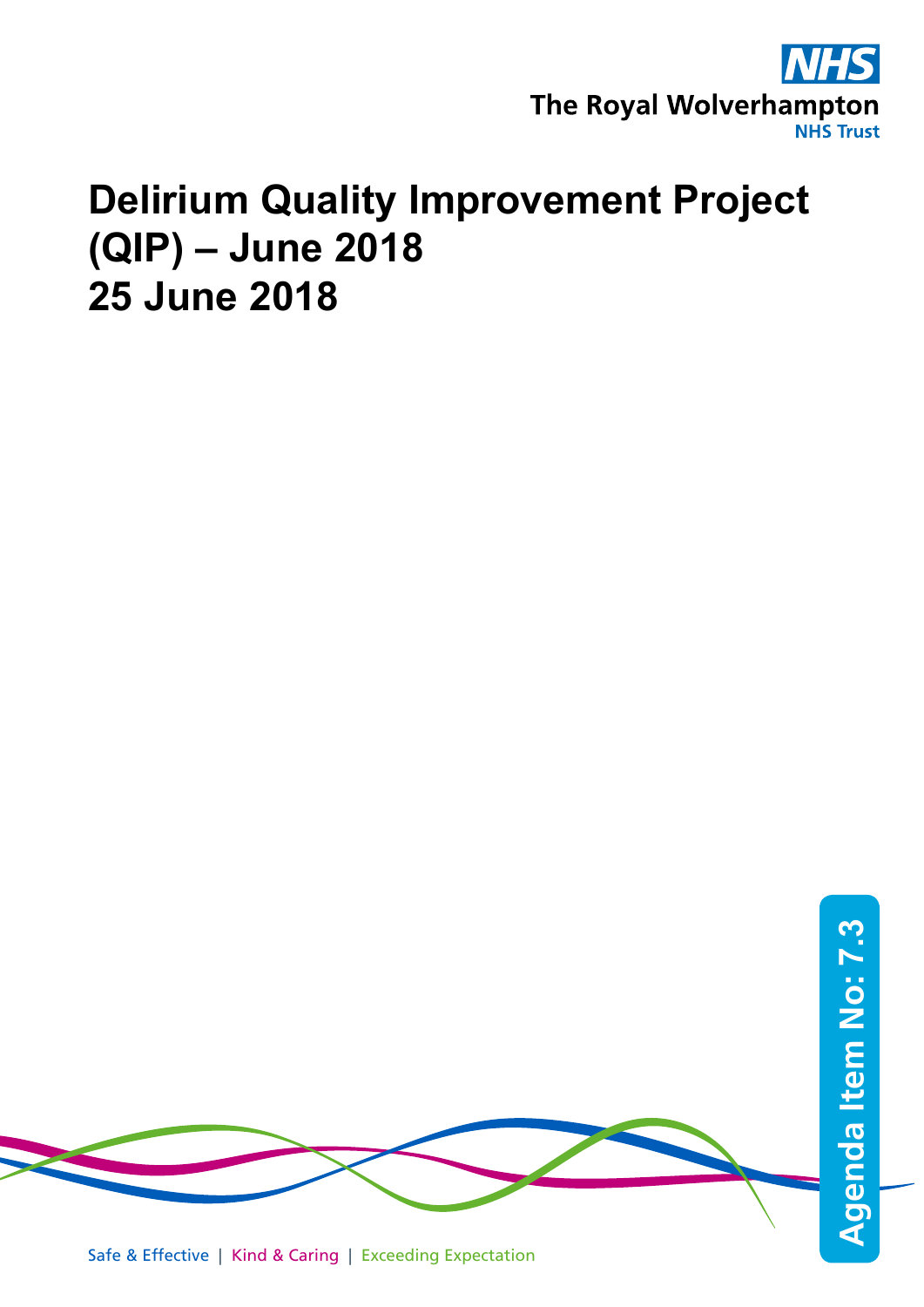The Royal Wolverhampton NHS Trust

# Delirium Quality Improvement Project (QIP) – June 2018
# 25 June 2018

Agenda Item No: 7.3

Safe & Effective | Kind & Caring | Exceeding Expectation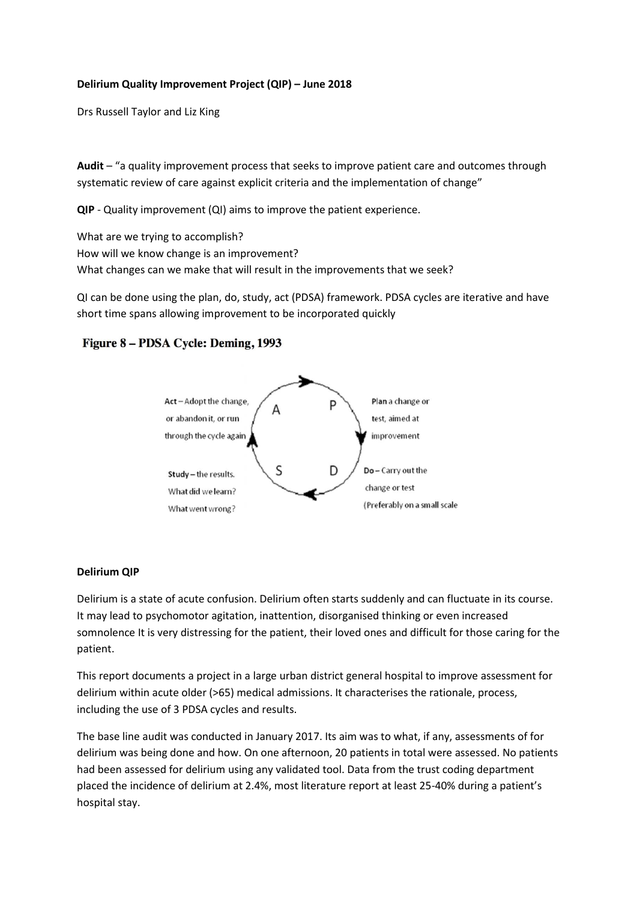**Delirium Quality Improvement Project (QIP) – June 2018**

Drs Russell Taylor and Liz King

**Audit** – "a quality improvement process that seeks to improve patient care and outcomes through systematic review of care against explicit criteria and the implementation of change"

**QIP** - Quality improvement (QI) aims to improve the patient experience.

What are we trying to accomplish?
How will we know change is an improvement?
What changes can we make that will result in the improvements that we seek?

QI can be done using the plan, do, study, act (PDSA) framework. PDSA cycles are iterative and have short time spans allowing improvement to be incorporated quickly

**Figure 8 – PDSA Cycle: Deming, 1993**

Plan a change or test, aimed at improvement

Do – Carry out the change or test (Preferably on a small scale

Study – the results. What did we learn? What went wrong?

Act – Adopt the change, or abandon it, or run through the cycle again

**Delirium QIP**

Delirium is a state of acute confusion. Delirium often starts suddenly and can fluctuate in its course. It may lead to psychomotor agitation, inattention, disorganised thinking or even increased somnolence It is very distressing for the patient, their loved ones and difficult for those caring for the patient.

This report documents a project in a large urban district general hospital to improve assessment for delirium within acute older (>65) medical admissions. It characterises the rationale, process, including the use of 3 PDSA cycles and results.

The base line audit was conducted in January 2017. Its aim was to what, if any, assessments of for delirium was being done and how. On one afternoon, 20 patients in total were assessed. No patients had been assessed for delirium using any validated tool. Data from the trust coding department placed the incidence of delirium at 2.4%, most literature report at least 25-40% during a patient's hospital stay.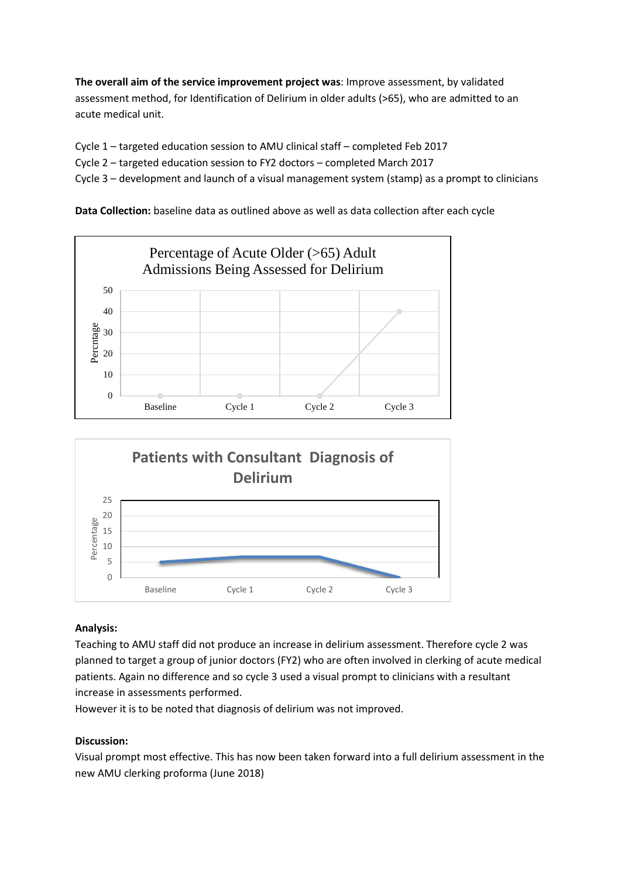**The overall aim of the service improvement project was**: Improve assessment, by validated assessment method, for Identification of Delirium in older adults (>65), who are admitted to an acute medical unit.

Cycle 1 – targeted education session to AMU clinical staff – completed Feb 2017
Cycle 2 – targeted education session to FY2 doctors – completed March 2017
Cycle 3 – development and launch of a visual management system (stamp) as a prompt to clinicians

**Data Collection:** baseline data as outlined above as well as data collection after each cycle

Percentage of Acute Older (>65) Adult Admissions Being Assessed for Delirium

Percntage

0
10
20
30
40
50

Baseline
Cycle 1
Cycle 2
Cycle 3

**Patients with Consultant Diagnosis of Delirium**

Percentage

0
5
10
15
20
25

Baseline
Cycle 1
Cycle 2
Cycle 3

**Analysis:**

Teaching to AMU staff did not produce an increase in delirium assessment. Therefore cycle 2 was planned to target a group of junior doctors (FY2) who are often involved in clerking of acute medical patients. Again no difference and so cycle 3 used a visual prompt to clinicians with a resultant increase in assessments performed.

However it is to be noted that diagnosis of delirium was not improved.

**Discussion:**

Visual prompt most effective. This has now been taken forward into a full delirium assessment in the new AMU clerking proforma (June 2018)